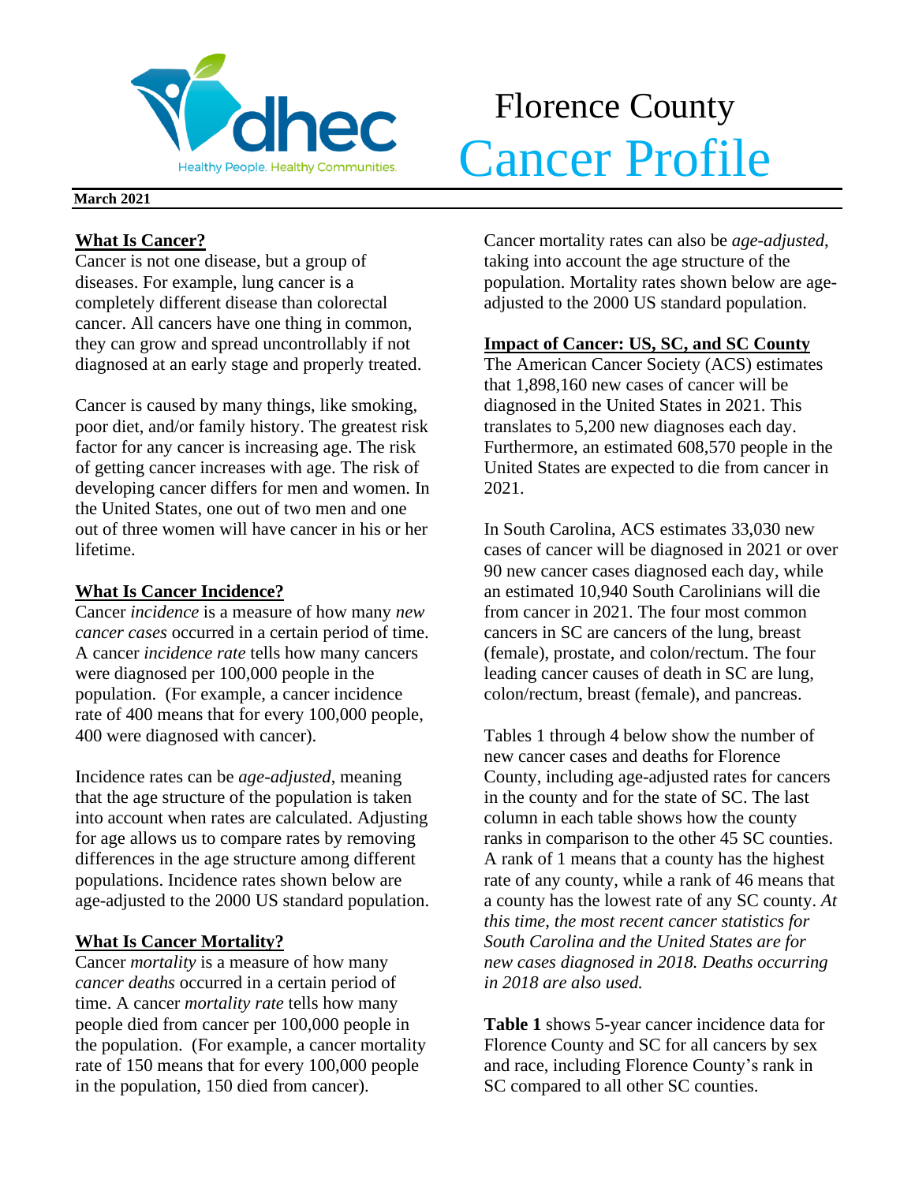# Florence County Cancer Profile

**March 2021**

## What Is Cancer?

Cancer is not one disease, but a group of diseases. For example, lung cancer is a completely different disease than colorectal cancer. All cancers have one thing in common, they can grow and spread uncontrollably if not diagnosed at an early stage and properly treated.

Cancer is caused by many things, like smoking, poor diet, and/or family history. The greatest risk factor for any cancer is increasing age. The risk of getting cancer increases with age. The risk of developing cancer differs for men and women. In the United States, one out of two men and one out of three women will have cancer in his or her lifetime.

## What Is Cancer Incidence?

Cancer *incidence* is a measure of how many *new cancer cases* occurred in a certain period of time. A cancer *incidence rate* tells how many cancers were diagnosed per 100,000 people in the population. (For example, a cancer incidence rate of 400 means that for every 100,000 people, 400 were diagnosed with cancer).

Incidence rates can be *age-adjusted*, meaning that the age structure of the population is taken into account when rates are calculated. Adjusting for age allows us to compare rates by removing differences in the age structure among different populations. Incidence rates shown below are age-adjusted to the 2000 US standard population.

## What Is Cancer Mortality?

Cancer *mortality* is a measure of how many *cancer deaths* occurred in a certain period of time. A cancer *mortality rate* tells how many people died from cancer per 100,000 people in the population. (For example, a cancer mortality rate of 150 means that for every 100,000 people in the population, 150 died from cancer).

Cancer mortality rates can also be *age-adjusted*, taking into account the age structure of the population. Mortality rates shown below are age-adjusted to the 2000 US standard population.

## Impact of Cancer: US, SC, and SC County

The American Cancer Society (ACS) estimates that 1,898,160 new cases of cancer will be diagnosed in the United States in 2021. This translates to 5,200 new diagnoses each day. Furthermore, an estimated 608,570 people in the United States are expected to die from cancer in 2021.

In South Carolina, ACS estimates 33,030 new cases of cancer will be diagnosed in 2021 or over 90 new cancer cases diagnosed each day, while an estimated 10,940 South Carolinians will die from cancer in 2021. The four most common cancers in SC are cancers of the lung, breast (female), prostate, and colon/rectum. The four leading cancer causes of death in SC are lung, colon/rectum, breast (female), and pancreas.

Tables 1 through 4 below show the number of new cancer cases and deaths for Florence County, including age-adjusted rates for cancers in the county and for the state of SC. The last column in each table shows how the county ranks in comparison to the other 45 SC counties. A rank of 1 means that a county has the highest rate of any county, while a rank of 46 means that a county has the lowest rate of any SC county. *At this time, the most recent cancer statistics for South Carolina and the United States are for new cases diagnosed in 2018. Deaths occurring in 2018 are also used.*

**Table 1** shows 5-year cancer incidence data for Florence County and SC for all cancers by sex and race, including Florence County's rank in SC compared to all other SC counties.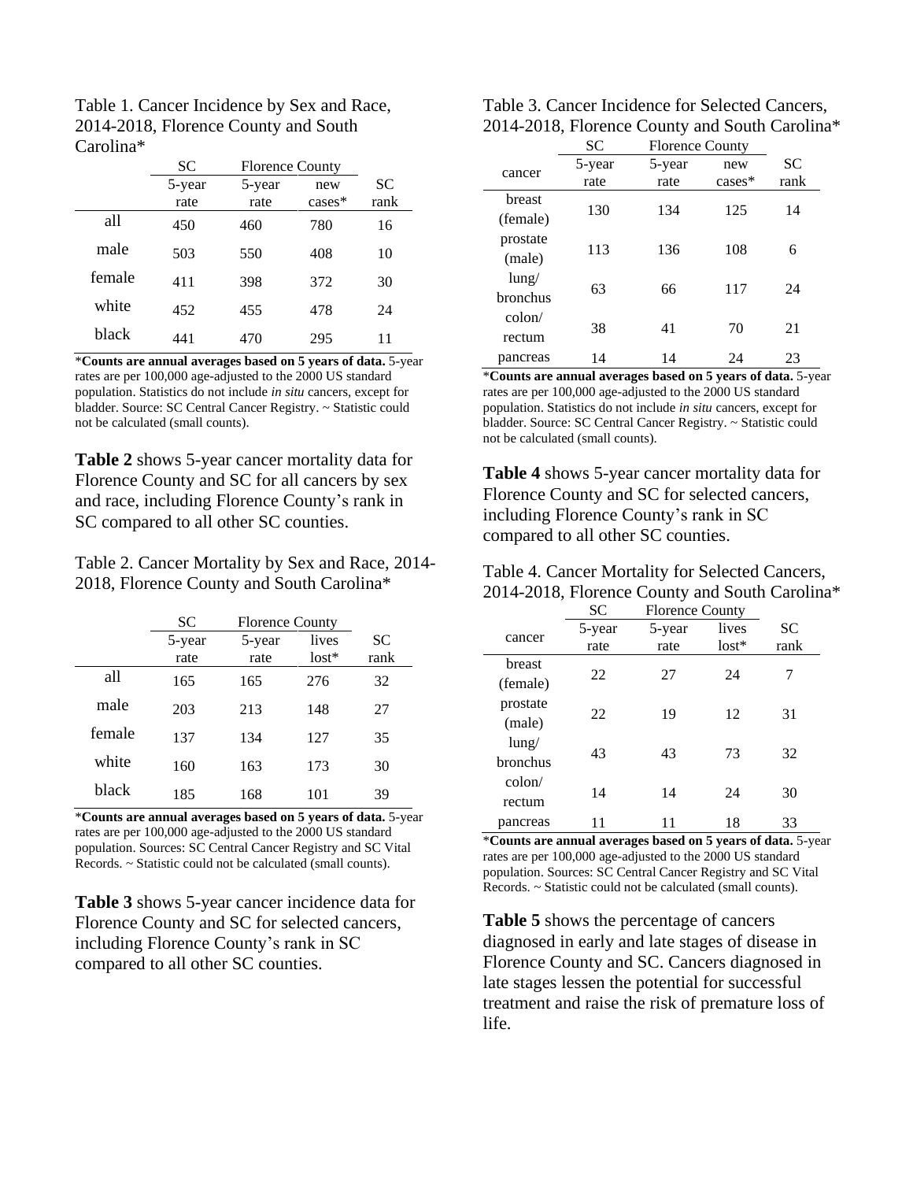Table 1. Cancer Incidence by Sex and Race, 2014-2018, Florence County and South Carolina*

| | SC | Florence County | | |
|---|---|---|---|---|
| | 5-year rate | 5-year rate | new cases* | SC rank |
| all | 450 | 460 | 780 | 16 |
| male | 503 | 550 | 408 | 10 |
| female | 411 | 398 | 372 | 30 |
| white | 452 | 455 | 478 | 24 |
| black | 441 | 470 | 295 | 11 |

***Counts are annual averages based on 5 years of data.** 5-year rates are per 100,000 age-adjusted to the 2000 US standard population. Statistics do not include *in situ* cancers, except for bladder. Source: SC Central Cancer Registry. ~ Statistic could not be calculated (small counts).

**Table 2** shows 5-year cancer mortality data for Florence County and SC for all cancers by sex and race, including Florence County's rank in SC compared to all other SC counties.

Table 2. Cancer Mortality by Sex and Race, 2014-2018, Florence County and South Carolina*

| | SC | Florence County | | |
|---|---|---|---|---|
| | 5-year rate | 5-year rate | lives lost* | SC rank |
| all | 165 | 165 | 276 | 32 |
| male | 203 | 213 | 148 | 27 |
| female | 137 | 134 | 127 | 35 |
| white | 160 | 163 | 173 | 30 |
| black | 185 | 168 | 101 | 39 |

***Counts are annual averages based on 5 years of data.** 5-year rates are per 100,000 age-adjusted to the 2000 US standard population. Sources: SC Central Cancer Registry and SC Vital Records. ~ Statistic could not be calculated (small counts).

**Table 3** shows 5-year cancer incidence data for Florence County and SC for selected cancers, including Florence County's rank in SC compared to all other SC counties.

Table 3. Cancer Incidence for Selected Cancers, 2014-2018, Florence County and South Carolina*

| | SC | Florence County | | |
|---|---|---|---|---|
| cancer | 5-year rate | 5-year rate | new cases* | SC rank |
| breast (female) | 130 | 134 | 125 | 14 |
| prostate (male) | 113 | 136 | 108 | 6 |
| lung/ bronchus | 63 | 66 | 117 | 24 |
| colon/ rectum | 38 | 41 | 70 | 21 |
| pancreas | 14 | 14 | 24 | 23 |

***Counts are annual averages based on 5 years of data.** 5-year rates are per 100,000 age-adjusted to the 2000 US standard population. Statistics do not include *in situ* cancers, except for bladder. Source: SC Central Cancer Registry. ~ Statistic could not be calculated (small counts).

**Table 4** shows 5-year cancer mortality data for Florence County and SC for selected cancers, including Florence County's rank in SC compared to all other SC counties.

Table 4. Cancer Mortality for Selected Cancers, 2014-2018, Florence County and South Carolina*

| | SC | Florence County | | |
|---|---|---|---|---|
| cancer | 5-year rate | 5-year rate | lives lost* | SC rank |
| breast (female) | 22 | 27 | 24 | 7 |
| prostate (male) | 22 | 19 | 12 | 31 |
| lung/ bronchus | 43 | 43 | 73 | 32 |
| colon/ rectum | 14 | 14 | 24 | 30 |
| pancreas | 11 | 11 | 18 | 33 |

***Counts are annual averages based on 5 years of data.** 5-year rates are per 100,000 age-adjusted to the 2000 US standard population. Sources: SC Central Cancer Registry and SC Vital Records. ~ Statistic could not be calculated (small counts).

**Table 5** shows the percentage of cancers diagnosed in early and late stages of disease in Florence County and SC. Cancers diagnosed in late stages lessen the potential for successful treatment and raise the risk of premature loss of life.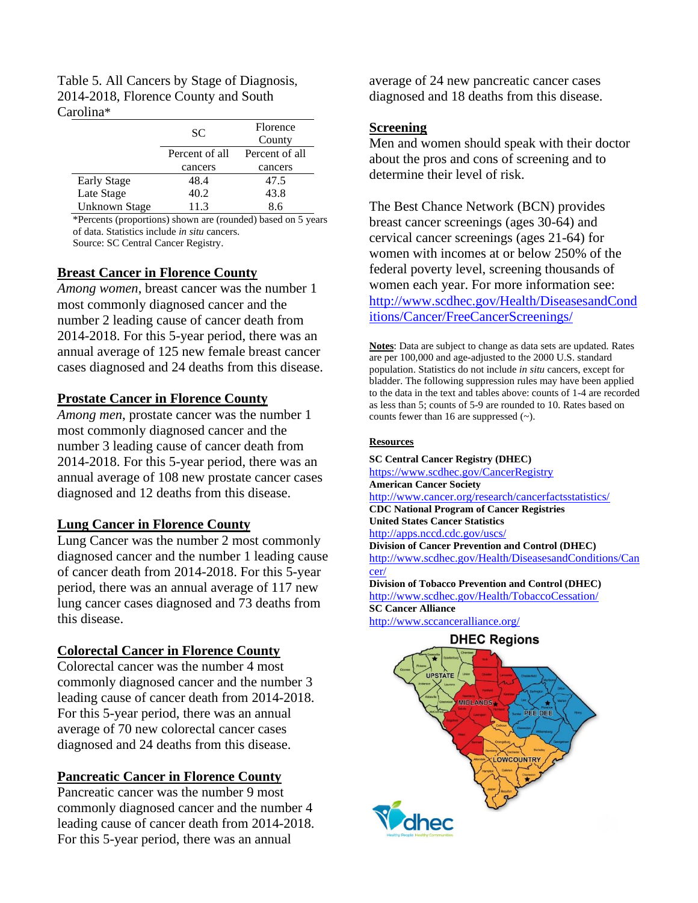Table 5. All Cancers by Stage of Diagnosis, 2014-2018, Florence County and South Carolina*

| | SC | Florence County |
|---|---|---|
| | Percent of all cancers | Percent of all cancers |
| Early Stage | 48.4 | 47.5 |
| Late Stage | 40.2 | 43.8 |
| Unknown Stage | 11.3 | 8.6 |

*Percents (proportions) shown are (rounded) based on 5 years of data. Statistics include *in situ* cancers.
Source: SC Central Cancer Registry.

## Breast Cancer in Florence County

*Among women*, breast cancer was the number 1 most commonly diagnosed cancer and the number 2 leading cause of cancer death from 2014-2018. For this 5-year period, there was an annual average of 125 new female breast cancer cases diagnosed and 24 deaths from this disease.

## Prostate Cancer in Florence County

*Among men*, prostate cancer was the number 1 most commonly diagnosed cancer and the number 3 leading cause of cancer death from 2014-2018. For this 5-year period, there was an annual average of 108 new prostate cancer cases diagnosed and 12 deaths from this disease.

## Lung Cancer in Florence County

Lung Cancer was the number 2 most commonly diagnosed cancer and the number 1 leading cause of cancer death from 2014-2018. For this 5-year period, there was an annual average of 117 new lung cancer cases diagnosed and 73 deaths from this disease.

## Colorectal Cancer in Florence County

Colorectal cancer was the number 4 most commonly diagnosed cancer and the number 3 leading cause of cancer death from 2014-2018. For this 5-year period, there was an annual average of 70 new colorectal cancer cases diagnosed and 24 deaths from this disease.

## Pancreatic Cancer in Florence County

Pancreatic cancer was the number 9 most commonly diagnosed cancer and the number 4 leading cause of cancer death from 2014-2018. For this 5-year period, there was an annual average of 24 new pancreatic cancer cases diagnosed and 18 deaths from this disease.

## Screening

Men and women should speak with their doctor about the pros and cons of screening and to determine their level of risk.

The Best Chance Network (BCN) provides breast cancer screenings (ages 30-64) and cervical cancer screenings (ages 21-64) for women with incomes at or below 250% of the federal poverty level, screening thousands of women each year. For more information see: http://www.scdhec.gov/Health/DiseasesandConditions/Cancer/FreeCancerScreenings/

**Notes**: Data are subject to change as data sets are updated. Rates are per 100,000 and age-adjusted to the 2000 U.S. standard population. Statistics do not include *in situ* cancers, except for bladder. The following suppression rules may have been applied to the data in the text and tables above: counts of 1-4 are recorded as less than 5; counts of 5-9 are rounded to 10. Rates based on counts fewer than 16 are suppressed (~).

**Resources**

**SC Central Cancer Registry (DHEC)**
https://www.scdhec.gov/CancerRegistry
**American Cancer Society**
http://www.cancer.org/research/cancerfactsstatistics/
**CDC National Program of Cancer Registries United States Cancer Statistics**
http://apps.nccd.cdc.gov/uscs/
**Division of Cancer Prevention and Control (DHEC)**
http://www.scdhec.gov/Health/DiseasesandConditions/Cancer/
**Division of Tobacco Prevention and Control (DHEC)**
http://www.scdhec.gov/Health/TobaccoCessation/
**SC Cancer Alliance**
http://www.sccanceralliance.org/

DHEC Regions

UPSTATE
MIDLANDS
PEE DEE
LOWCOUNTRY

dhec
Healthy People. Healthy Communities.